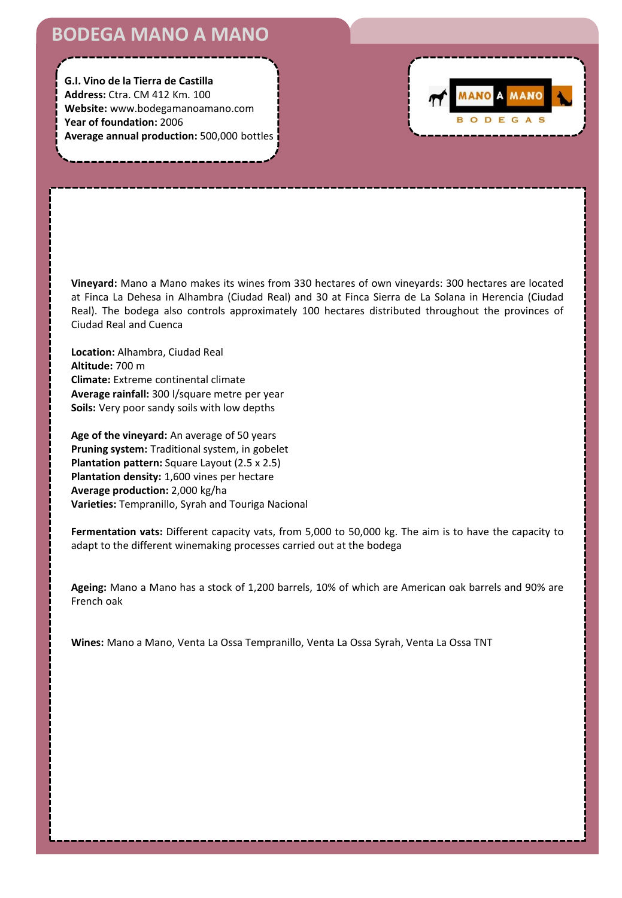# BODEGA MANO A MANO

**G.I. Vino de la Tierra de Castilla**
**Address:** Ctra. CM 412 Km. 100
**Website:** www.bodegamanoamano.com
**Year of foundation:** 2006
**Average annual production:** 500,000 bottles

**Vineyard:** Mano a Mano makes its wines from 330 hectares of own vineyards: 300 hectares are located at Finca La Dehesa in Alhambra (Ciudad Real) and 30 at Finca Sierra de La Solana in Herencia (Ciudad Real). The bodega also controls approximately 100 hectares distributed throughout the provinces of Ciudad Real and Cuenca

**Location:** Alhambra, Ciudad Real
**Altitude:** 700 m
**Climate:** Extreme continental climate
**Average rainfall:** 300 l/square metre per year
**Soils:** Very poor sandy soils with low depths

**Age of the vineyard:** An average of 50 years
**Pruning system:** Traditional system, in gobelet
**Plantation pattern:** Square Layout (2.5 x 2.5)
**Plantation density:** 1,600 vines per hectare
**Average production:** 2,000 kg/ha
**Varieties:** Tempranillo, Syrah and Touriga Nacional

**Fermentation vats:** Different capacity vats, from 5,000 to 50,000 kg. The aim is to have the capacity to adapt to the different winemaking processes carried out at the bodega

**Ageing:** Mano a Mano has a stock of 1,200 barrels, 10% of which are American oak barrels and 90% are French oak

**Wines:** Mano a Mano, Venta La Ossa Tempranillo, Venta La Ossa Syrah, Venta La Ossa TNT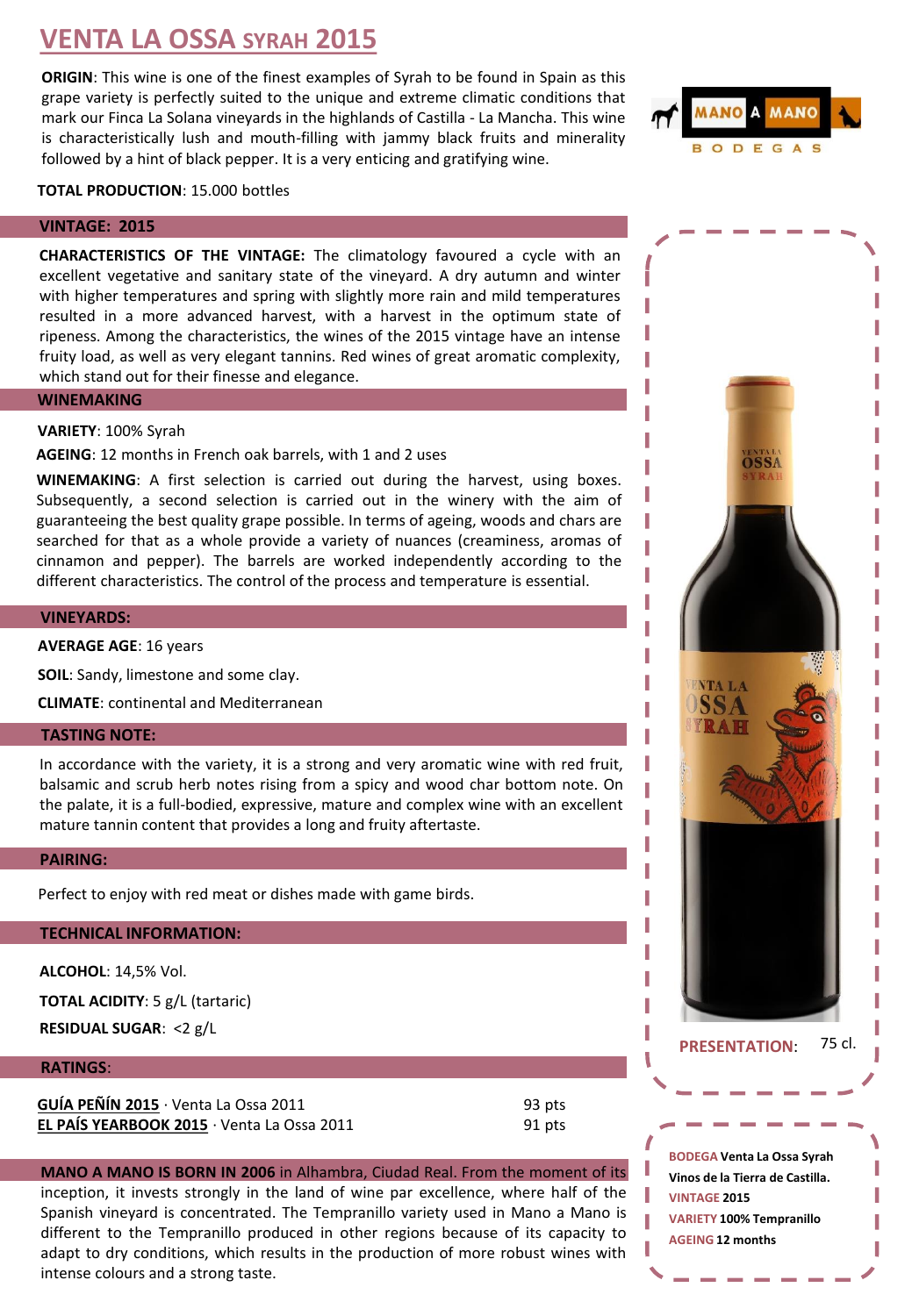# VENTA LA OSSA SYRAH 2015

**ORIGIN**: This wine is one of the finest examples of Syrah to be found in Spain as this grape variety is perfectly suited to the unique and extreme climatic conditions that mark our Finca La Solana vineyards in the highlands of Castilla - La Mancha. This wine is characteristically lush and mouth-filling with jammy black fruits and minerality followed by a hint of black pepper. It is a very enticing and gratifying wine.

MANO A MANO
BODEGAS

**TOTAL PRODUCTION**: 15.000 bottles

## VINTAGE: 2015

**CHARACTERISTICS OF THE VINTAGE:** The climatology favoured a cycle with an excellent vegetative and sanitary state of the vineyard. A dry autumn and winter with higher temperatures and spring with slightly more rain and mild temperatures resulted in a more advanced harvest, with a harvest in the optimum state of ripeness. Among the characteristics, the wines of the 2015 vintage have an intense fruity load, as well as very elegant tannins. Red wines of great aromatic complexity, which stand out for their finesse and elegance.

## WINEMAKING

**VARIETY**: 100% Syrah

**AGEING**: 12 months in French oak barrels, with 1 and 2 uses

**WINEMAKING**: A first selection is carried out during the harvest, using boxes. Subsequently, a second selection is carried out in the winery with the aim of guaranteeing the best quality grape possible. In terms of ageing, woods and chars are searched for that as a whole provide a variety of nuances (creaminess, aromas of cinnamon and pepper). The barrels are worked independently according to the different characteristics. The control of the process and temperature is essential.

## VINEYARDS:

**AVERAGE AGE**: 16 years

**SOIL**: Sandy, limestone and some clay.

**CLIMATE**: continental and Mediterranean

## TASTING NOTE:

In accordance with the variety, it is a strong and very aromatic wine with red fruit, balsamic and scrub herb notes rising from a spicy and wood char bottom note. On the palate, it is a full-bodied, expressive, mature and complex wine with an excellent mature tannin content that provides a long and fruity aftertaste.

## PAIRING:

Perfect to enjoy with red meat or dishes made with game birds.

## TECHNICAL INFORMATION:

**ALCOHOL**: 14,5% Vol.

**TOTAL ACIDITY**: 5 g/L (tartaric)

**RESIDUAL SUGAR**: <2 g/L

**PRESENTATION**: 75 cl.

## RATINGS:

| | |
|---|---|
| **GUÍA PEÑÍN 2015** · Venta La Ossa 2011 | 93 pts |
| **EL PAÍS YEARBOOK 2015** · Venta La Ossa 2011 | 91 pts |

**MANO A MANO IS BORN IN 2006** in Alhambra, Ciudad Real. From the moment of its inception, it invests strongly in the land of wine par excellence, where half of the Spanish vineyard is concentrated. The Tempranillo variety used in Mano a Mano is different to the Tempranillo produced in other regions because of its capacity to adapt to dry conditions, which results in the production of more robust wines with intense colours and a strong taste.

**BODEGA** Venta La Ossa Syrah
Vinos de la Tierra de Castilla.
**VINTAGE** 2015
**VARIETY** 100% Tempranillo
**AGEING** 12 months